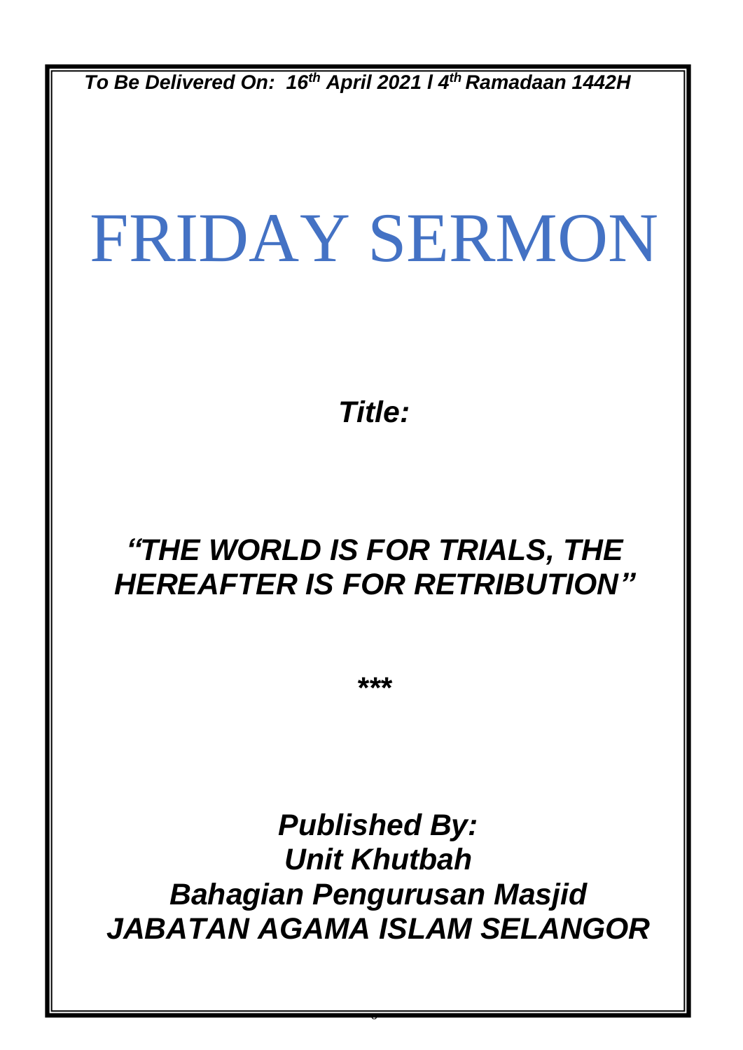*To Be Delivered On: 16th April 2021 I 4th Ramadaan 1442H*

# FRIDAY SERMON

***Title:***

## *"THE WORLD IS FOR TRIALS, THE HEREAFTER IS FOR RETRIBUTION"*

***

***Published By:***
***Unit Khutbah***
***Bahagian Pengurusan Masjid***
***JABATAN AGAMA ISLAM SELANGOR***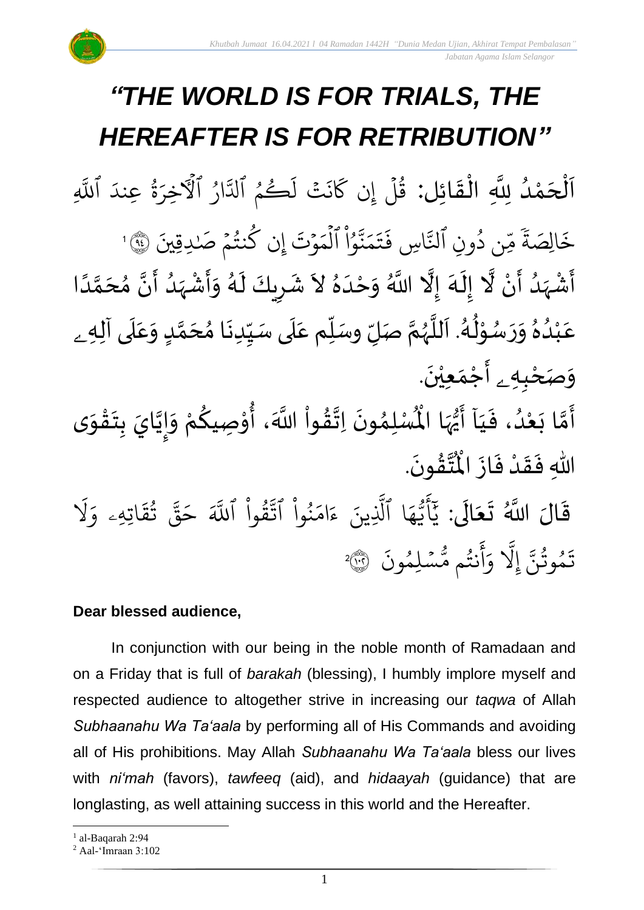# *"THE WORLD IS FOR TRIALS, THE HEREAFTER IS FOR RETRIBUTION"*

اَلْحَمْدُ لِلَّهِ الْقَائِل: قُلۡ إِن كَانَتۡ لَكُمُ ٱلدَّارُ ٱلۡأٓخِرَةُ عِندَ ٱللَّهِ خَالِصَةٗ مِّن دُونِ ٱلنَّاسِ فَتَمَنَّوُاْ ٱلۡمَوۡتَ إِن كُنتُمۡ صَٰدِقِينَ ۝٩٤[1]

أَشْهَدُ أَنْ لَّا إِلَهَ إِلَّا اللَّهُ وَحْدَهُ لاَ شَرِيكَ لَهُ وَأَشْهَدُ أَنَّ مُحَمَّدًا عَبْدُهُ وَرَسُوْلُهُ. اَللَّهُمَّ صَلِّ وسَلِّم عَلَى سَيِّدِنَا مُحَمَّدٍ وَعَلَى آلِهِ وَصَحْبِهِ أَجْمَعِيْنَ.

أَمَّا بَعْدُ، فَيَا أَيُّهَا الْمُسْلِمُونَ اِتَّقُواْ اللَّهَ، أُوْصِيكُمْ وَإِيَّايَ بِتَقْوَى اللهِ فَقَدْ فَازَ الْمُتَّقُونَ.

قَالَ اللَّهُ تَعَالَى: يَٰٓأَيُّهَا ٱلَّذِينَ ءَامَنُواْ ٱتَّقُواْ ٱللَّهَ حَقَّ تُقَاتِهِۦ وَلَا تَمُوتُنَّ إِلَّا وَأَنتُم مُّسۡلِمُونَ ۝١٠٢[2]

**Dear blessed audience,**

In conjunction with our being in the noble month of Ramadaan and on a Friday that is full of *barakah* (blessing), I humbly implore myself and respected audience to altogether strive in increasing our *taqwa* of Allah *Subhaanahu Wa Ta'aala* by performing all of His Commands and avoiding all of His prohibitions. May Allah *Subhaanahu Wa Ta'aala* bless our lives with *ni'mah* (favors), *tawfeeq* (aid), and *hidaayah* (guidance) that are longlasting, as well attaining success in this world and the Hereafter.

---

[1] al-Baqarah 2:94

[2] Aal-'Imraan 3:102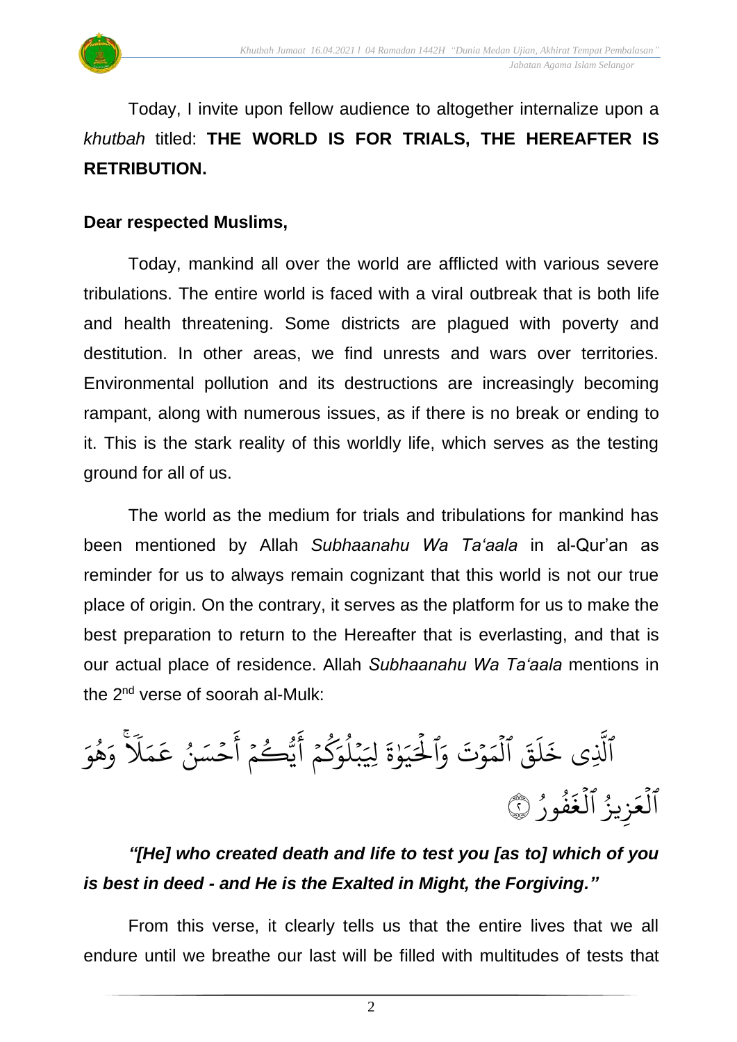Today, I invite upon fellow audience to altogether internalize upon a *khutbah* titled: **THE WORLD IS FOR TRIALS, THE HEREAFTER IS RETRIBUTION.**

**Dear respected Muslims,**

Today, mankind all over the world are afflicted with various severe tribulations. The entire world is faced with a viral outbreak that is both life and health threatening. Some districts are plagued with poverty and destitution. In other areas, we find unrests and wars over territories. Environmental pollution and its destructions are increasingly becoming rampant, along with numerous issues, as if there is no break or ending to it. This is the stark reality of this worldly life, which serves as the testing ground for all of us.

The world as the medium for trials and tribulations for mankind has been mentioned by Allah *Subhaanahu Wa Ta'aala* in al-Qur'an as reminder for us to always remain cognizant that this world is not our true place of origin. On the contrary, it serves as the platform for us to make the best preparation to return to the Hereafter that is everlasting, and that is our actual place of residence. Allah *Subhaanahu Wa Ta'aala* mentions in the 2nd verse of soorah al-Mulk:

ٱلَّذِى خَلَقَ ٱلۡمَوۡتَ وَٱلۡحَيَوٰةَ لِيَبۡلُوَكُمۡ أَيُّكُمۡ أَحۡسَنُ عَمَلٗاۚ وَهُوَ ٱلۡعَزِيزُ ٱلۡغَفُورُ ۝٢

***"[He] who created death and life to test you [as to] which of you is best in deed - and He is the Exalted in Might, the Forgiving."***

From this verse, it clearly tells us that the entire lives that we all endure until we breathe our last will be filled with multitudes of tests that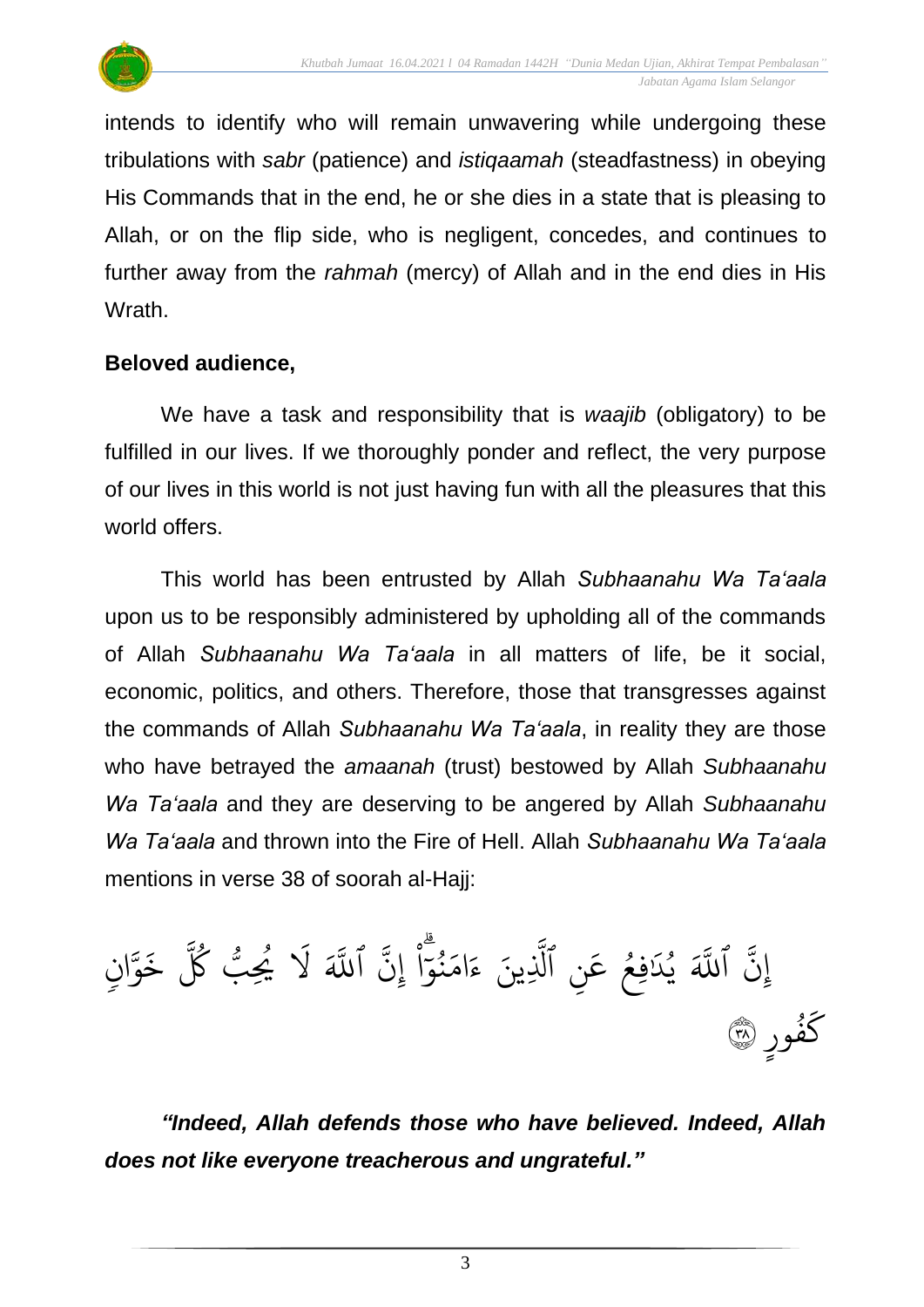intends to identify who will remain unwavering while undergoing these tribulations with *sabr* (patience) and *istiqaamah* (steadfastness) in obeying His Commands that in the end, he or she dies in a state that is pleasing to Allah, or on the flip side, who is negligent, concedes, and continues to further away from the *rahmah* (mercy) of Allah and in the end dies in His Wrath.

**Beloved audience,**

We have a task and responsibility that is *waajib* (obligatory) to be fulfilled in our lives. If we thoroughly ponder and reflect, the very purpose of our lives in this world is not just having fun with all the pleasures that this world offers.

This world has been entrusted by Allah *Subhaanahu Wa Ta'aala* upon us to be responsibly administered by upholding all of the commands of Allah *Subhaanahu Wa Ta'aala* in all matters of life, be it social, economic, politics, and others. Therefore, those that transgresses against the commands of Allah *Subhaanahu Wa Ta'aala*, in reality they are those who have betrayed the *amaanah* (trust) bestowed by Allah *Subhaanahu Wa Ta'aala* and they are deserving to be angered by Allah *Subhaanahu Wa Ta'aala* and thrown into the Fire of Hell. Allah *Subhaanahu Wa Ta'aala* mentions in verse 38 of soorah al-Hajj:

إِنَّ ٱللَّهَ يُدَٰفِعُ عَنِ ٱلَّذِينَ ءَامَنُوٓاْۗ إِنَّ ٱللَّهَ لَا يُحِبُّ كُلَّ خَوَّانٖ كَفُورٍ ٣٨

***"Indeed, Allah defends those who have believed. Indeed, Allah does not like everyone treacherous and ungrateful."***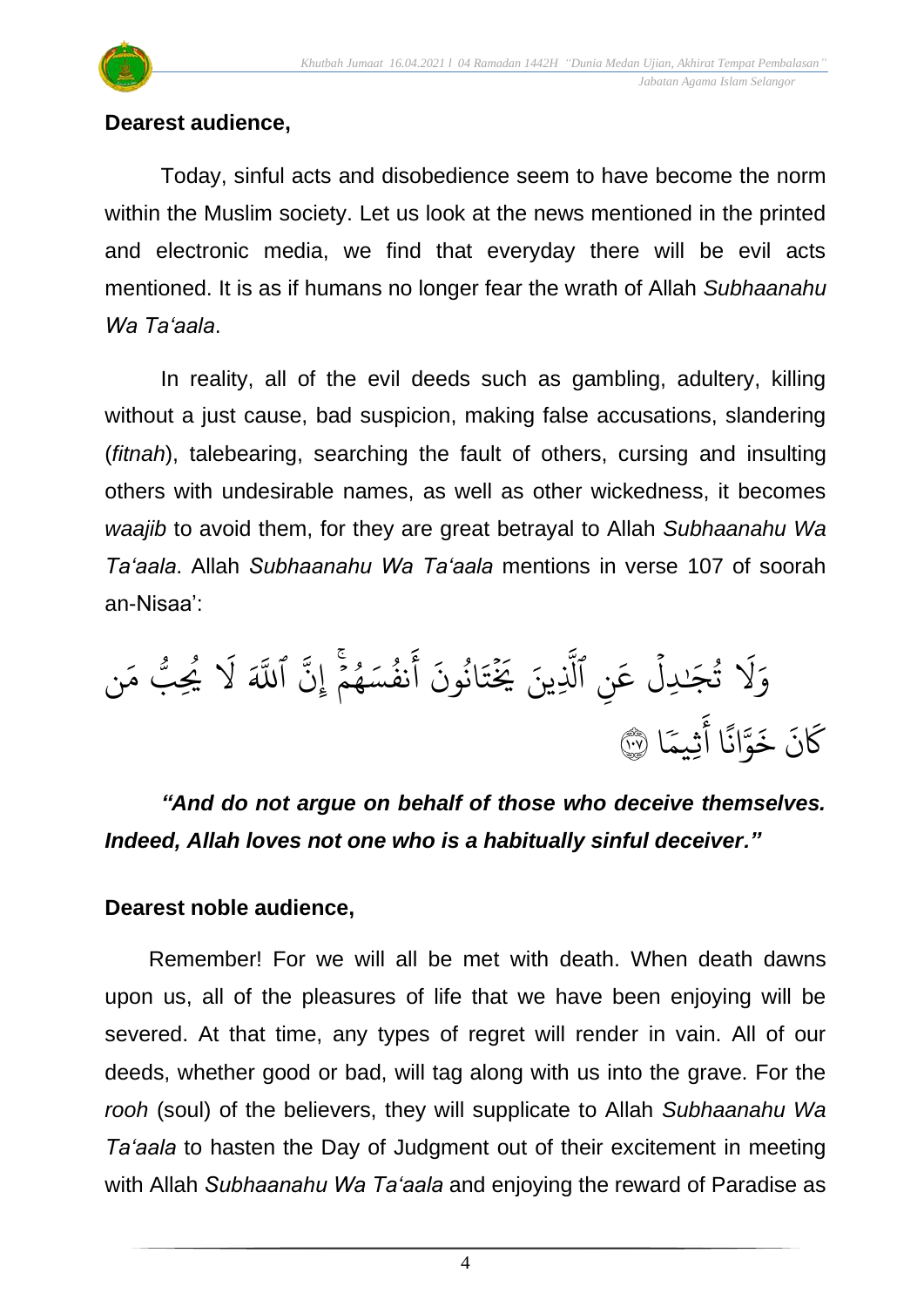**Dearest audience,**

Today, sinful acts and disobedience seem to have become the norm within the Muslim society. Let us look at the news mentioned in the printed and electronic media, we find that everyday there will be evil acts mentioned. It is as if humans no longer fear the wrath of Allah *Subhaanahu Wa Ta'aala*.

In reality, all of the evil deeds such as gambling, adultery, killing without a just cause, bad suspicion, making false accusations, slandering (*fitnah*), talebearing, searching the fault of others, cursing and insulting others with undesirable names, as well as other wickedness, it becomes *waajib* to avoid them, for they are great betrayal to Allah *Subhaanahu Wa Ta'aala*. Allah *Subhaanahu Wa Ta'aala* mentions in verse 107 of soorah an-Nisaa':

وَلَا تُجَٰدِلۡ عَنِ ٱلَّذِينَ يَخۡتَانُونَ أَنفُسَهُمۡۚ إِنَّ ٱللَّهَ لَا يُحِبُّ مَن كَانَ خَوَّانًا أَثِيمًا ﴿١٠٧﴾

***"And do not argue on behalf of those who deceive themselves. Indeed, Allah loves not one who is a habitually sinful deceiver."***

**Dearest noble audience,**

Remember! For we will all be met with death. When death dawns upon us, all of the pleasures of life that we have been enjoying will be severed. At that time, any types of regret will render in vain. All of our deeds, whether good or bad, will tag along with us into the grave. For the *rooh* (soul) of the believers, they will supplicate to Allah *Subhaanahu Wa Ta'aala* to hasten the Day of Judgment out of their excitement in meeting with Allah *Subhaanahu Wa Ta'aala* and enjoying the reward of Paradise as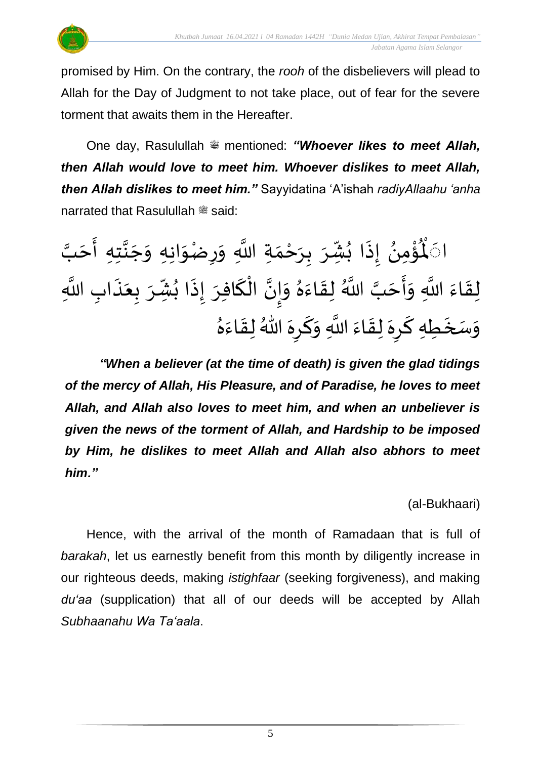promised by Him. On the contrary, the *rooh* of the disbelievers will plead to Allah for the Day of Judgment to not take place, out of fear for the severe torment that awaits them in the Hereafter.

One day, Rasulullah ﷺ mentioned: ***"Whoever likes to meet Allah, then Allah would love to meet him. Whoever dislikes to meet Allah, then Allah dislikes to meet him."*** Sayyidatina 'A'ishah *radiyAllaahu 'anha* narrated that Rasulullah ﷺ said:

الْمُؤْمِنُ إِذَا بُشِّرَ بِرَحْمَةِ اللَّهِ وَرِضْوَانِهِ وَجَنَّتِهِ أَحَبَّ لِقَاءَ اللَّهِ وَأَحَبَّ اللَّهُ لِقَاءَهُ وَإِنَّ الْكَافِرَ إِذَا بُشِّرَ بِعَذَابِ اللَّهِ وَسَخَطِهِ كَرِهَ لِقَاءَ اللَّهِ وَكَرِهَ اللهُ لِقَاءَهُ

***"When a believer (at the time of death) is given the glad tidings of the mercy of Allah, His Pleasure, and of Paradise, he loves to meet Allah, and Allah also loves to meet him, and when an unbeliever is given the news of the torment of Allah, and Hardship to be imposed by Him, he dislikes to meet Allah and Allah also abhors to meet him."***

(al-Bukhaari)

Hence, with the arrival of the month of Ramadaan that is full of *barakah*, let us earnestly benefit from this month by diligently increase in our righteous deeds, making *istighfaar* (seeking forgiveness), and making *du'aa* (supplication) that all of our deeds will be accepted by Allah *Subhaanahu Wa Ta'aala*.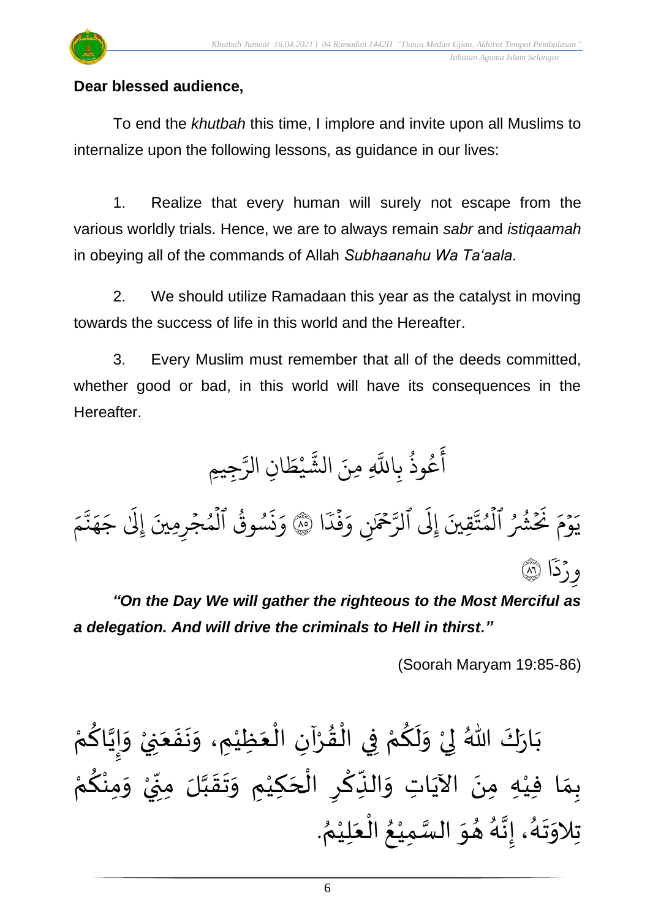**Dear blessed audience,**

To end the *khutbah* this time, I implore and invite upon all Muslims to internalize upon the following lessons, as guidance in our lives:

1. Realize that every human will surely not escape from the various worldly trials. Hence, we are to always remain *sabr* and *istiqaamah* in obeying all of the commands of Allah *Subhaanahu Wa Ta'aala*.

2. We should utilize Ramadaan this year as the catalyst in moving towards the success of life in this world and the Hereafter.

3. Every Muslim must remember that all of the deeds committed, whether good or bad, in this world will have its consequences in the Hereafter.

أَعُوذُ بِاللَّهِ مِنَ الشَّيْطَانِ الرَّجِيمِ

يَوْمَ نَحْشُرُ ٱلْمُتَّقِينَ إِلَى ٱلرَّحْمَٰنِ وَفْدًا ۝٨٥ وَنَسُوقُ ٱلْمُجْرِمِينَ إِلَىٰ جَهَنَّمَ وِرْدًا ۝٨٦

***"On the Day We will gather the righteous to the Most Merciful as a delegation. And will drive the criminals to Hell in thirst."***

(Soorah Maryam 19:85-86)

بَارَكَ اللهُ لِيْ وَلَكُمْ فِي الْقُرْآنِ الْعَظِيْمِ، وَنَفَعَنِيْ وَإِيَّاكُمْ بِمَا فِيْهِ مِنَ الآيَاتِ وَالذِّكْرِ الْحَكِيْمِ وَتَقَبَّلَ مِنِّيْ وَمِنْكُمْ تِلاوَتَهُ، إِنَّهُ هُوَ السَّمِيْعُ الْعَلِيْمُ.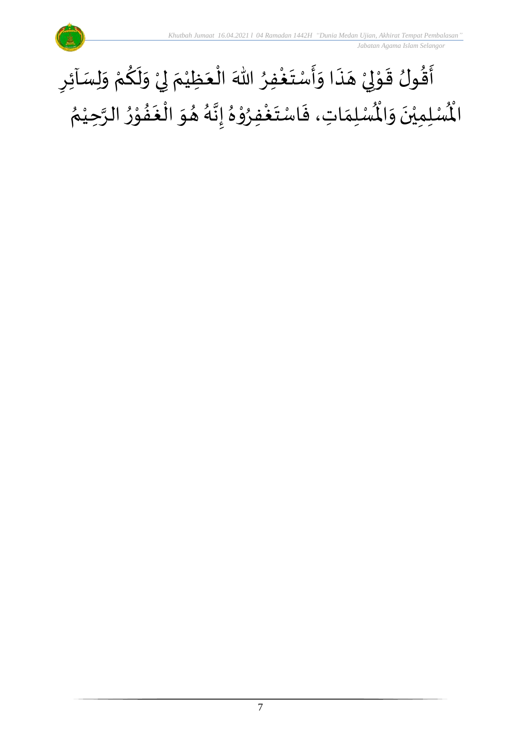أَقُولُ قَوْلِيْ هَذَا وَأَسْتَغْفِرُ اللهَ الْعَظِيْمَ لِيْ وَلَكُمْ وَلِسَآئِرِ الْمُسْلِمِيْنَ وَالْمُسْلِمَاتِ، فَاسْتَغْفِرُوْهُ إِنَّهُ هُوَ الْغَفُوْرُ الرَّحِيْمُ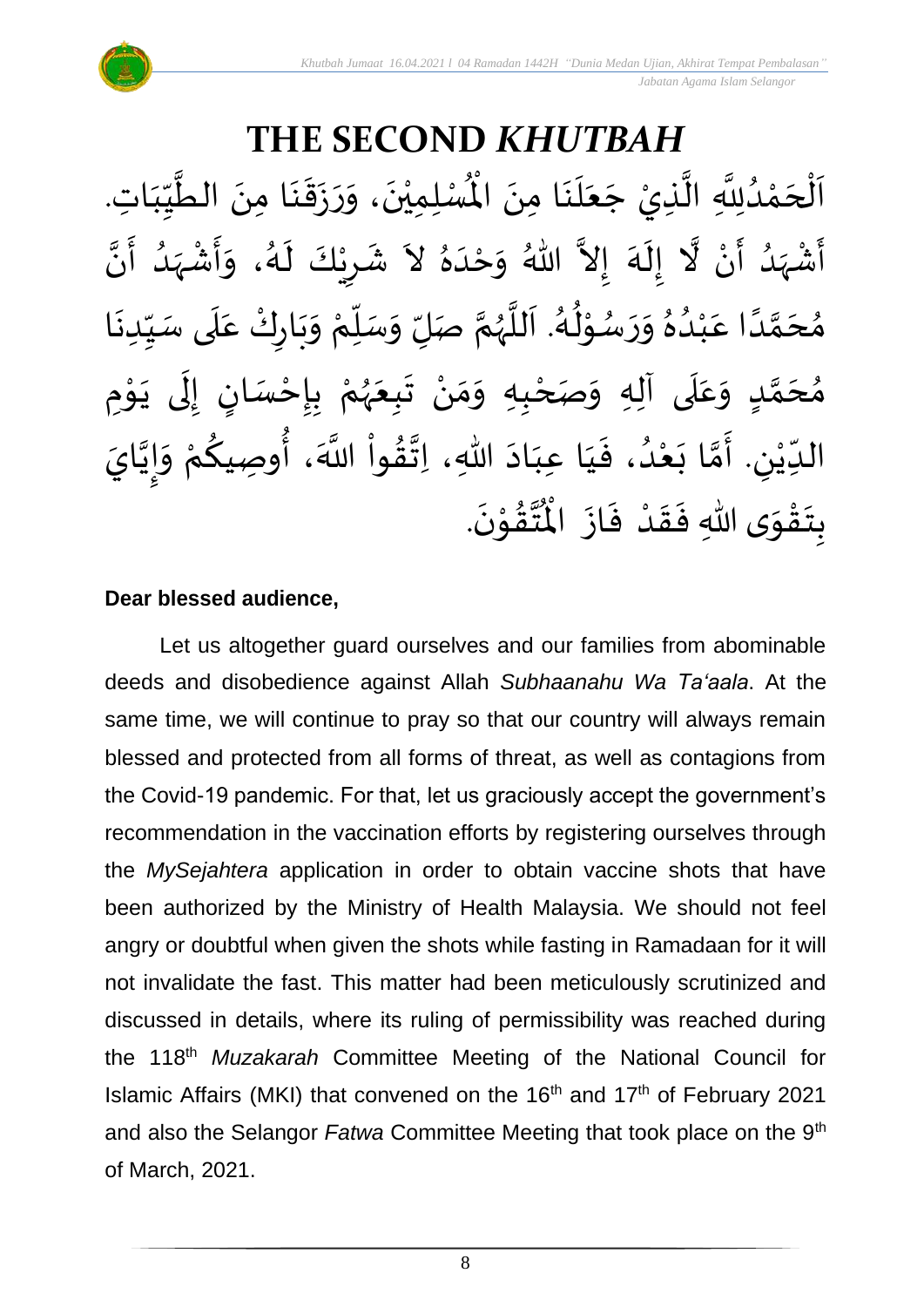# THE SECOND *KHUTBAH*

اَلْحَمْدُلِلَّهِ الَّذِيْ جَعَلَنَا مِنَ الْمُسْلِمِيْنَ، وَرَزَقَنَا مِنَ الطَّيِّبَاتِ. أَشْهَدُ أَنْ لَّا إِلَهَ إِلاَّ اللهُ وَحْدَهُ لاَ شَرِيْكَ لَهُ، وَأَشْهَدُ أَنَّ مُحَمَّدًا عَبْدُهُ وَرَسُوْلُهُ. اَللَّهُمَّ صَلِّ وَسَلِّمْ وَبَارِكْ عَلَى سَيِّدِنَا مُحَمَّدٍ وَعَلَى آلِهِ وَصَحْبِهِ وَمَنْ تَبِعَهُمْ بِإِحْسَانٍ إِلَى يَوْمِ الدِّيْنِ. أَمَّا بَعْدُ، فَيَا عِبَادَ اللهِ، اِتَّقُواْ اللَّهَ، أُوصِيكُمْ وَإِيَّايَ بِتَقْوَى اللهِ فَقَدْ فَازَ الْمُتَّقُوْنَ.

**Dear blessed audience,**

Let us altogether guard ourselves and our families from abominable deeds and disobedience against Allah *Subhaanahu Wa Ta'aala*. At the same time, we will continue to pray so that our country will always remain blessed and protected from all forms of threat, as well as contagions from the Covid-19 pandemic. For that, let us graciously accept the government's recommendation in the vaccination efforts by registering ourselves through the *MySejahtera* application in order to obtain vaccine shots that have been authorized by the Ministry of Health Malaysia. We should not feel angry or doubtful when given the shots while fasting in Ramadaan for it will not invalidate the fast. This matter had been meticulously scrutinized and discussed in details, where its ruling of permissibility was reached during the 118th *Muzakarah* Committee Meeting of the National Council for Islamic Affairs (MKI) that convened on the 16th and 17th of February 2021 and also the Selangor *Fatwa* Committee Meeting that took place on the 9th of March, 2021.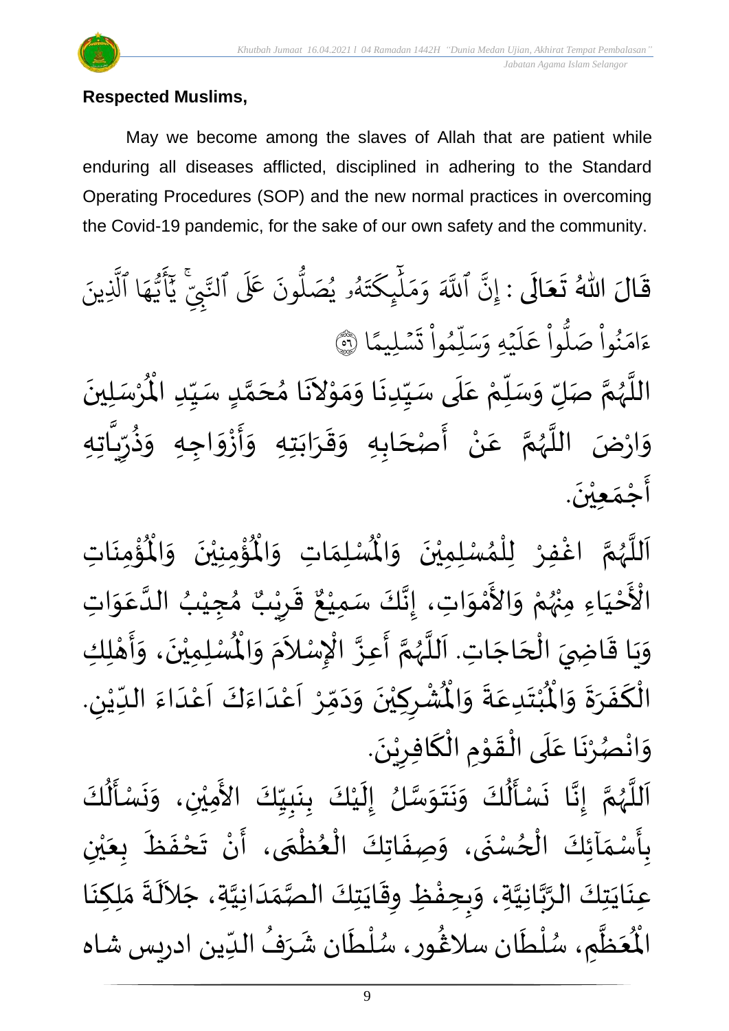**Respected Muslims,**

May we become among the slaves of Allah that are patient while enduring all diseases afflicted, disciplined in adhering to the Standard Operating Procedures (SOP) and the new normal practices in overcoming the Covid-19 pandemic, for the sake of our own safety and the community.

قَالَ اللهُ تَعَالَى : إِنَّ ٱللَّهَ وَمَلَٰٓئِكَتَهُۥ يُصَلُّونَ عَلَى ٱلنَّبِيِّۚ يَٰٓأَيُّهَا ٱلَّذِينَ ءَامَنُواْ صَلُّواْ عَلَيۡهِ وَسَلِّمُواْ تَسۡلِيمًا ۞

اللَّهُمَّ صَلِّ وَسَلِّمْ عَلَى سَيِّدِنَا وَمَوْلاَنَا مُحَمَّدٍ سَيِّدِ الْمُرْسَلِينَ وَارْضَ اللَّهُمَّ عَنْ أَصْحَابِهِ وَقَرَابَتِهِ وَأَزْوَاجِهِ وَذُرِّيَّاتِهِ أَجْمَعِيْنَ.

اَللَّهُمَّ اغْفِرْ لِلْمُسْلِمِيْنَ وَالْمُسْلِمَاتِ وَالْمُؤْمِنِيْنَ وَالْمُؤْمِنَاتِ الْأَحْيَاءِ مِنْهُمْ وَالأَمْوَاتِ، إِنَّكَ سَمِيْعٌ قَرِيْبٌ مُجِيْبُ الدَّعَوَاتِ وَيَا قَاضِيَ الْحَاجَاتِ. اَللَّهُمَّ أَعِزَّ الْإِسْلاَمَ وَالْمُسْلِمِيْنَ، وَأَهْلِكِ الْكَفَرَةَ وَالْمُبْتَدِعَةَ وَالْمُشْرِكِيْنَ وَدَمِّرْ اَعْدَاءَكَ اَعْدَاءَ الدِّيْنِ. وَانْصُرْنَا عَلَى الْقَوْمِ الْكَافِرِيْنَ.

اَللَّهُمَّ إِنَّا نَسْأَلُكَ وَنَتَوَسَّلُ إِلَيْكَ بِنَبِيِّكَ الأَمِيْنِ، وَنَسْأَلُكَ بِأَسْمَآئِكَ الْحُسْنَى، وَصِفَاتِكَ الْعُظْمَى، أَنْ تَحْفَظَ بِعَيْنِ عِنَايَتِكَ الرَّبَّانِيَّةِ، وَبِحِفْظِ وِقَايَتِكَ الصَّمَدَانِيَّةِ، جَلاَلَةَ مَلِكِنَا الْمُعَظَّمِ، سُلْطَان سلاڠُور، سُلْطَان شَرَفُ الدِّين ادريس شاه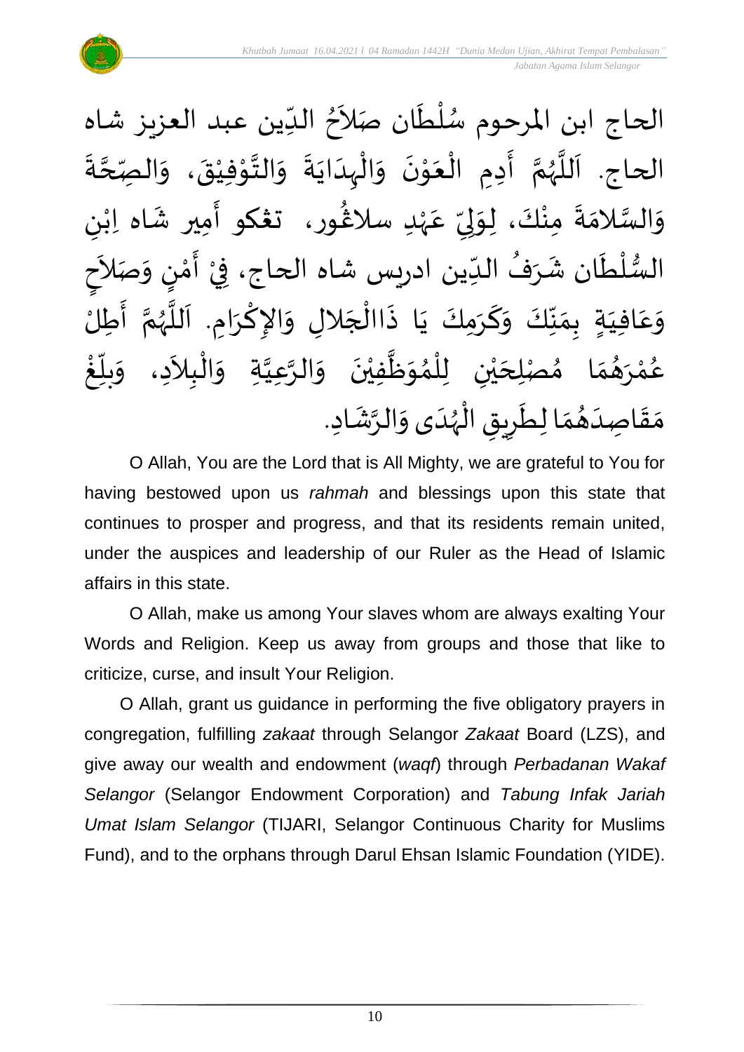الحاج ابن المرحوم سُلْطَان صَلاَحُ الدِّين عبد العزيز شاه الحاج. اَللَّهُمَّ أَدِمِ الْعَوْنَ وَالْهِدَايَةَ وَالتَّوْفِيْقَ، وَالصِّحَّةَ وَالسَّلامَةَ مِنْكَ، لِوَلِيِّ عَهْدِ سلاڠور، تڠكو أَمِير شَاه اِبْنِ السُّلْطَان شَرَفُ الدِّين ادريس شاه الحاج، فِيْ أَمْنٍ وَصَلاَحٍ وَعَافِيَةٍ بِمَنِّكَ وَكَرَمِكَ يَا ذَاالْجَلالِ وَالإِكْرَامِ. اَللَّهُمَّ أَطِلْ عُمْرَهُمَا مُصْلِحَيْنِ لِلْمُوَظَّفِيْنَ وَالرَّعِيَّةِ وَالْبِلاَدِ، وَبَلِّغْ مَقَاصِدَهُمَا لِطَرِيقِ الْهُدَى وَالرَّشَادِ.

O Allah, You are the Lord that is All Mighty, we are grateful to You for having bestowed upon us *rahmah* and blessings upon this state that continues to prosper and progress, and that its residents remain united, under the auspices and leadership of our Ruler as the Head of Islamic affairs in this state.

O Allah, make us among Your slaves whom are always exalting Your Words and Religion. Keep us away from groups and those that like to criticize, curse, and insult Your Religion.

O Allah, grant us guidance in performing the five obligatory prayers in congregation, fulfilling *zakaat* through Selangor *Zakaat* Board (LZS), and give away our wealth and endowment (*waqf*) through *Perbadanan Wakaf Selangor* (Selangor Endowment Corporation) and *Tabung Infak Jariah Umat Islam Selangor* (TIJARI, Selangor Continuous Charity for Muslims Fund), and to the orphans through Darul Ehsan Islamic Foundation (YIDE).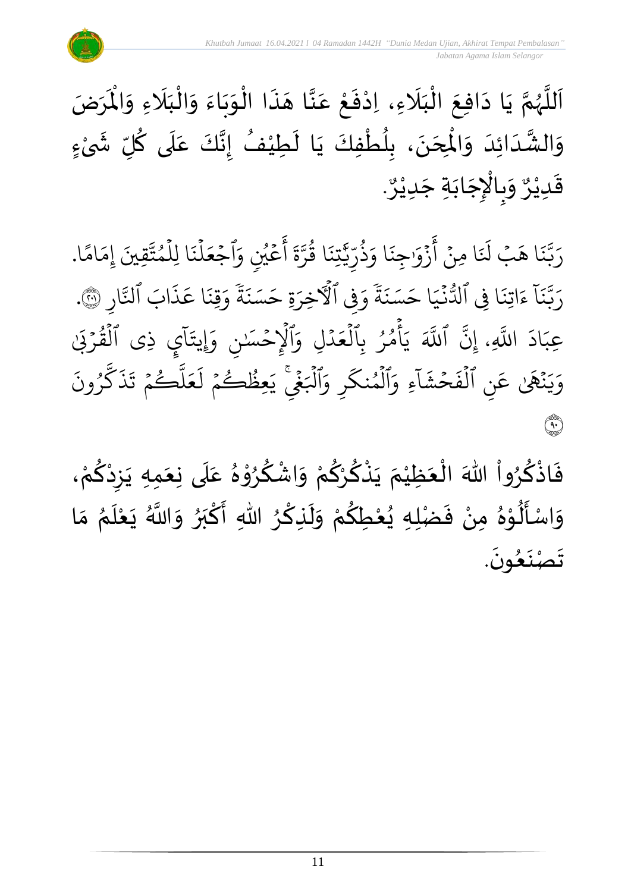اَللَّهُمَّ يَا دَافِعَ الْبَلَاءِ، اِدْفَعْ عَنَّا هَذَا الْوَبَاءَ وَالْبَلَاءِ وَالْمَرَضَ وَالشَّدَائِدَ وَالْمِحَنَ، بِلُطْفِكَ يَا لَطِيْفُ إِنَّكَ عَلَى كُلِّ شَيْءٍ قَدِيْرٌ وَبِالْإِجَابَةِ جَدِيْرٌ.

رَبَّنَا هَبْ لَنَا مِنْ أَزْوَاجِنَا وَذُرِّيَّتِنَا قُرَّةَ أَعْيُنٍ وَٱجْعَلْنَا لِلْمُتَّقِينَ إِمَامًا. رَبَّنَآ ءَاتِنَا فِى ٱلدُّنْيَا حَسَنَةً وَفِى ٱلْءَاخِرَةِ حَسَنَةً وَقِنَا عَذَابَ ٱلنَّارِ ﴿٢٠١﴾. عِبَادَ اللَّهِ، إِنَّ ٱللَّهَ يَأْمُرُ بِٱلْعَدْلِ وَٱلْإِحْسَـٰنِ وَإِيتَآىِٕ ذِى ٱلْقُرْبَىٰ وَيَنْهَىٰ عَنِ ٱلْفَحْشَآءِ وَٱلْمُنكَرِ وَٱلْبَغْىِ ۚ يَعِظُكُمْ لَعَلَّكُمْ تَذَكَّرُونَ ﴿٩٠﴾

فَاذْكُرُواْ اللهَ الْعَظِيْمَ يَذْكُرْكُمْ وَاشْكُرُوْهُ عَلَى نِعَمِهِ يَزِدْكُمْ، وَاسْأَلُوْهُ مِنْ فَضْلِهِ يُعْطِكُمْ وَلَذِكْرُ اللهِ أَكْبَرُ وَاللَّهُ يَعْلَمُ مَا تَصْنَعُونَ.